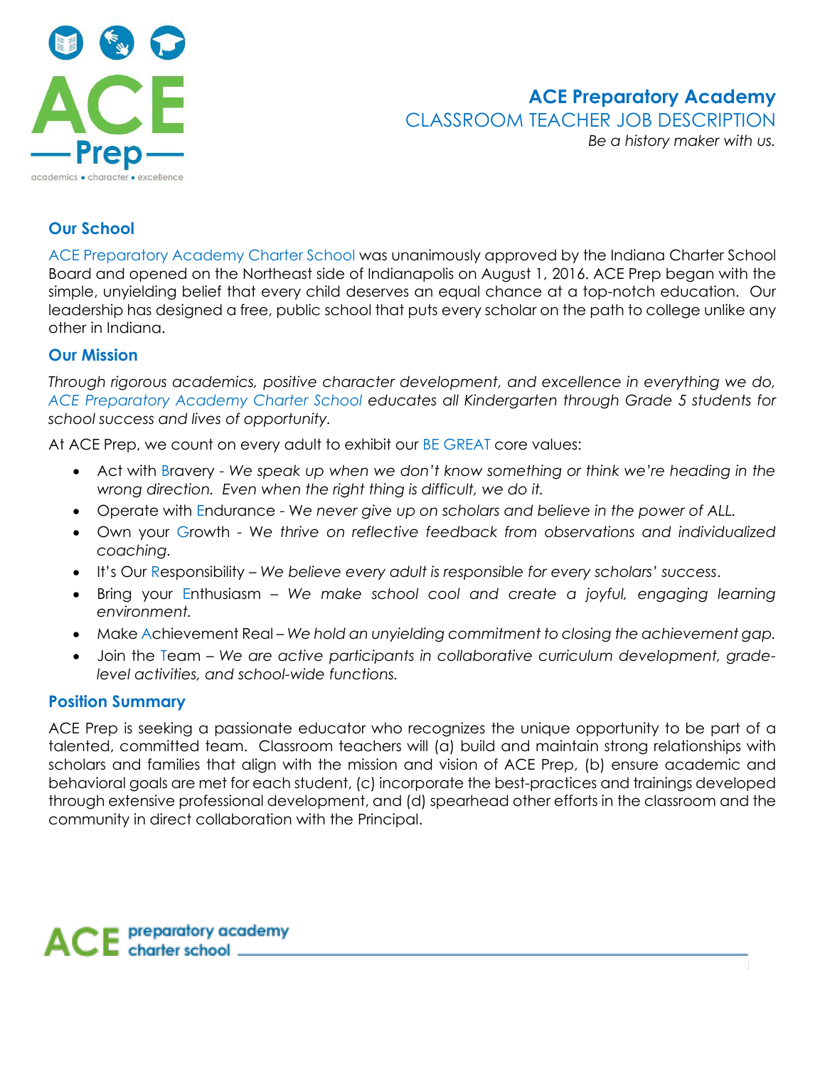# ACE Preparatory Academy

## CLASSROOM TEACHER JOB DESCRIPTION

*Be a history maker with us.*

### Our School

ACE Preparatory Academy Charter School was unanimously approved by the Indiana Charter School Board and opened on the Northeast side of Indianapolis on August 1, 2016. ACE Prep began with the simple, unyielding belief that every child deserves an equal chance at a top-notch education. Our leadership has designed a free, public school that puts every scholar on the path to college unlike any other in Indiana.

### Our Mission

*Through rigorous academics, positive character development, and excellence in everything we do, ACE Preparatory Academy Charter School educates all Kindergarten through Grade 5 students for school success and lives of opportunity.*

At ACE Prep, we count on every adult to exhibit our BE GREAT core values:

- Act with Bravery - *We speak up when we don't know something or think we're heading in the wrong direction. Even when the right thing is difficult, we do it.*
- Operate with Endurance - *We never give up on scholars and believe in the power of ALL.*
- Own your Growth - *We thrive on reflective feedback from observations and individualized coaching.*
- It's Our Responsibility – *We believe every adult is responsible for every scholars' success.*
- Bring your Enthusiasm – *We make school cool and create a joyful, engaging learning environment.*
- Make Achievement Real – *We hold an unyielding commitment to closing the achievement gap.*
- Join the Team – *We are active participants in collaborative curriculum development, grade-level activities, and school-wide functions.*

### Position Summary

ACE Prep is seeking a passionate educator who recognizes the unique opportunity to be part of a talented, committed team. Classroom teachers will (a) build and maintain strong relationships with scholars and families that align with the mission and vision of ACE Prep, (b) ensure academic and behavioral goals are met for each student, (c) incorporate the best-practices and trainings developed through extensive professional development, and (d) spearhead other efforts in the classroom and the community in direct collaboration with the Principal.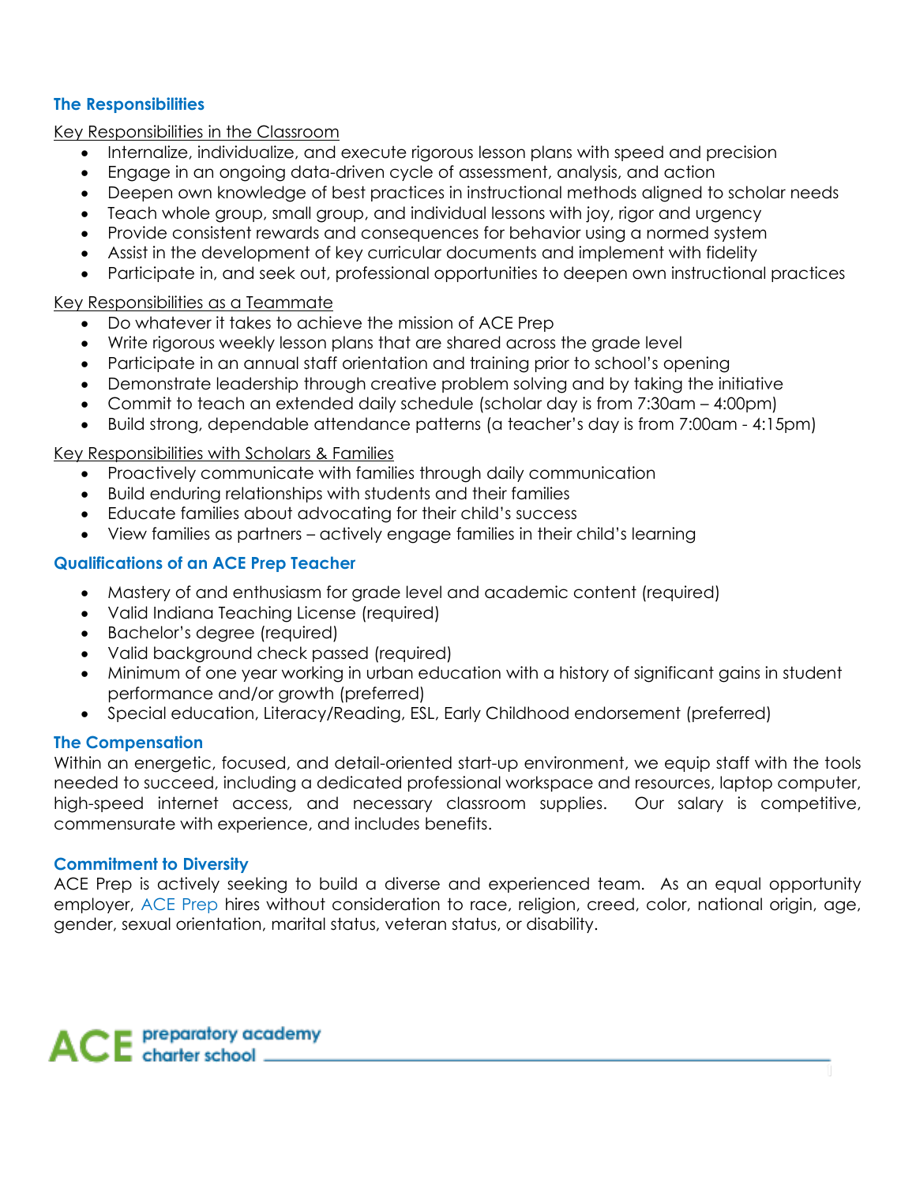## The Responsibilities

Key Responsibilities in the Classroom

- Internalize, individualize, and execute rigorous lesson plans with speed and precision
- Engage in an ongoing data-driven cycle of assessment, analysis, and action
- Deepen own knowledge of best practices in instructional methods aligned to scholar needs
- Teach whole group, small group, and individual lessons with joy, rigor and urgency
- Provide consistent rewards and consequences for behavior using a normed system
- Assist in the development of key curricular documents and implement with fidelity
- Participate in, and seek out, professional opportunities to deepen own instructional practices

Key Responsibilities as a Teammate

- Do whatever it takes to achieve the mission of ACE Prep
- Write rigorous weekly lesson plans that are shared across the grade level
- Participate in an annual staff orientation and training prior to school's opening
- Demonstrate leadership through creative problem solving and by taking the initiative
- Commit to teach an extended daily schedule (scholar day is from 7:30am – 4:00pm)
- Build strong, dependable attendance patterns (a teacher's day is from 7:00am - 4:15pm)

Key Responsibilities with Scholars & Families

- Proactively communicate with families through daily communication
- Build enduring relationships with students and their families
- Educate families about advocating for their child's success
- View families as partners – actively engage families in their child's learning

## Qualifications of an ACE Prep Teacher

- Mastery of and enthusiasm for grade level and academic content (required)
- Valid Indiana Teaching License (required)
- Bachelor's degree (required)
- Valid background check passed (required)
- Minimum of one year working in urban education with a history of significant gains in student performance and/or growth (preferred)
- Special education, Literacy/Reading, ESL, Early Childhood endorsement (preferred)

## The Compensation

Within an energetic, focused, and detail-oriented start-up environment, we equip staff with the tools needed to succeed, including a dedicated professional workspace and resources, laptop computer, high-speed internet access, and necessary classroom supplies. Our salary is competitive, commensurate with experience, and includes benefits.

## Commitment to Diversity

ACE Prep is actively seeking to build a diverse and experienced team. As an equal opportunity employer, ACE Prep hires without consideration to race, religion, creed, color, national origin, age, gender, sexual orientation, marital status, veteran status, or disability.

ACE preparatory academy charter school